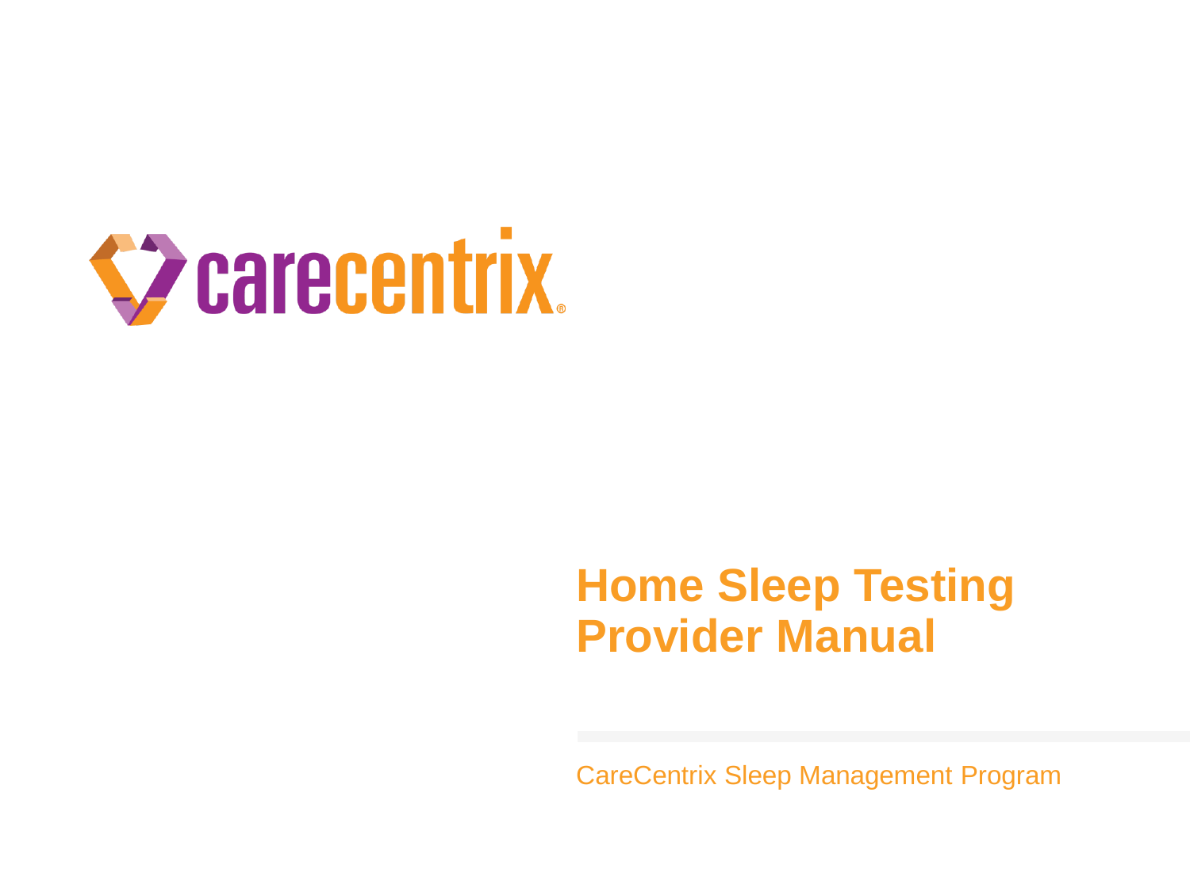carecentrix

# Home Sleep Testing Provider Manual

CareCentrix Sleep Management Program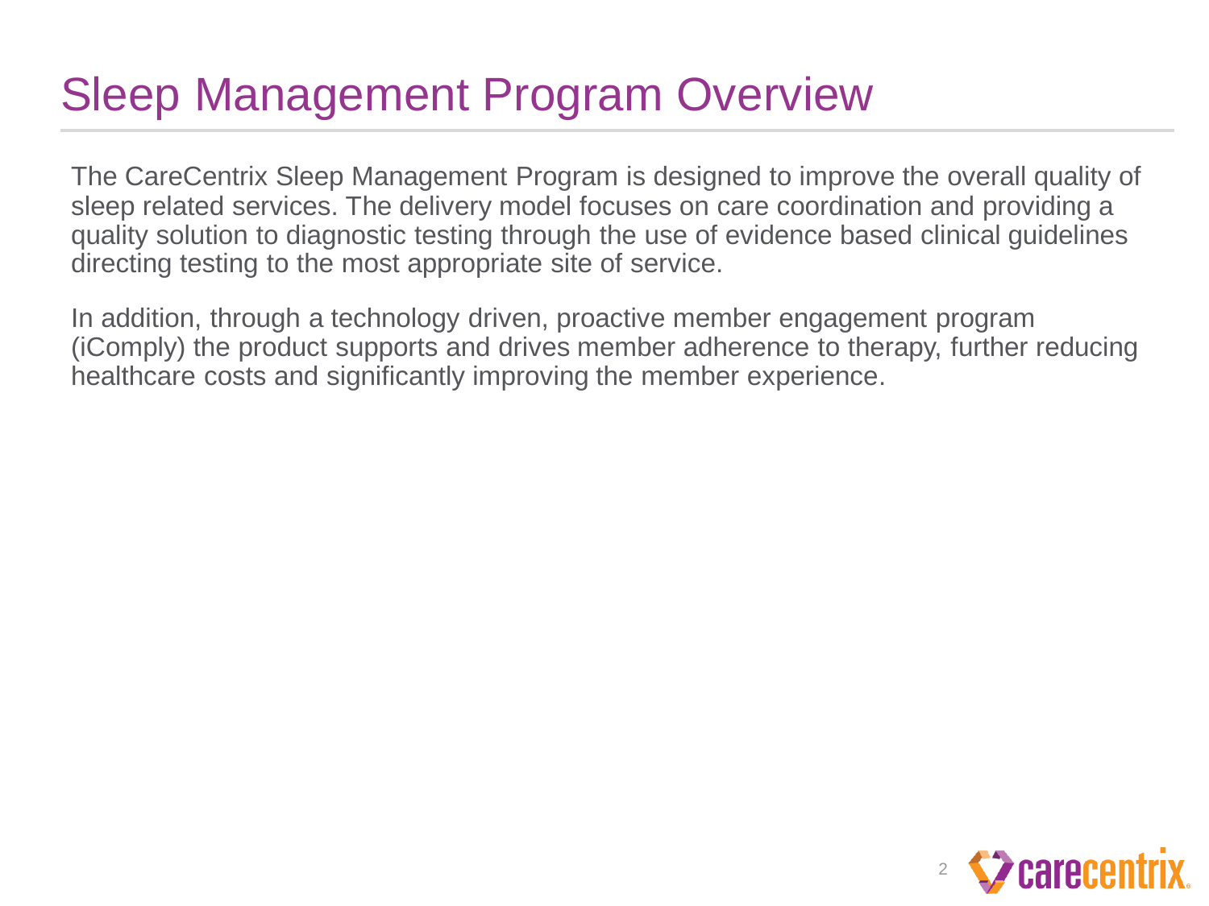# Sleep Management Program Overview

The CareCentrix Sleep Management Program is designed to improve the overall quality of sleep related services. The delivery model focuses on care coordination and providing a quality solution to diagnostic testing through the use of evidence based clinical guidelines directing testing to the most appropriate site of service.

In addition, through a technology driven, proactive member engagement program (iComply) the product supports and drives member adherence to therapy, further reducing healthcare costs and significantly improving the member experience.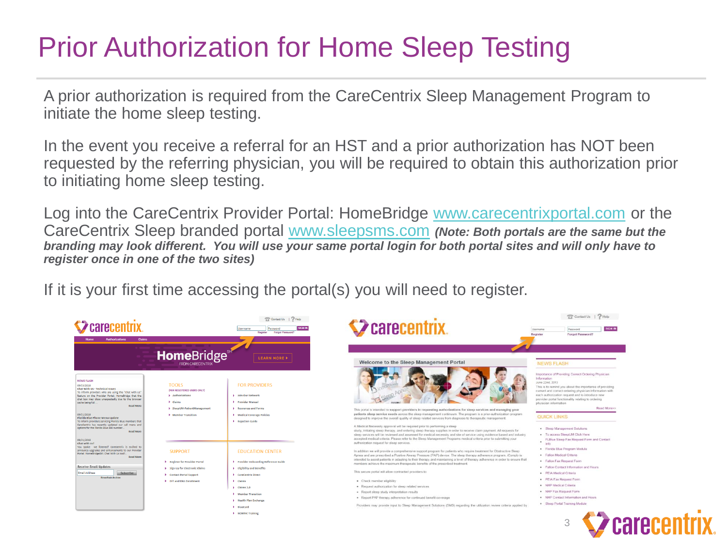# Prior Authorization for Home Sleep Testing

A prior authorization is required from the CareCentrix Sleep Management Program to initiate the home sleep testing.

In the event you receive a referral for an HST and a prior authorization has NOT been requested by the referring physician, you will be required to obtain this authorization prior to initiating home sleep testing.

Log into the CareCentrix Provider Portal: HomeBridge www.carecentrixportal.com or the CareCentrix Sleep branded portal www.sleepsms.com ***(Note: Both portals are the same but the branding may look different. You will use your same portal login for both portal sites and will only have to register once in one of the two sites)***

If it is your first time accessing the portal(s) you will need to register.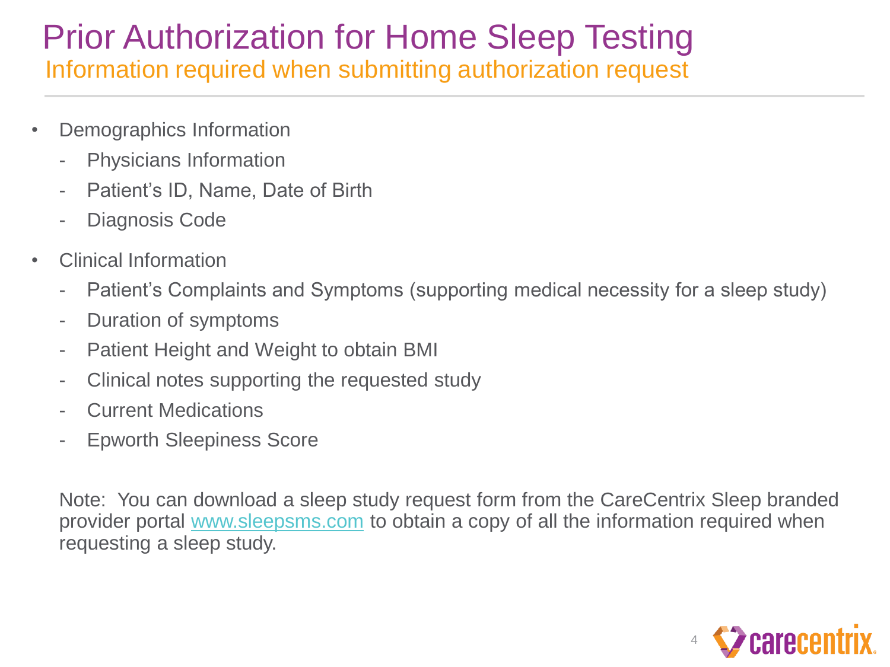# Prior Authorization for Home Sleep Testing

## Information required when submitting authorization request

- Demographics Information
  - Physicians Information
  - Patient's ID, Name, Date of Birth
  - Diagnosis Code
- Clinical Information
  - Patient's Complaints and Symptoms (supporting medical necessity for a sleep study)
  - Duration of symptoms
  - Patient Height and Weight to obtain BMI
  - Clinical notes supporting the requested study
  - Current Medications
  - Epworth Sleepiness Score

Note: You can download a sleep study request form from the CareCentrix Sleep branded provider portal [www.sleepsms.com](http://www.sleepsms.com) to obtain a copy of all the information required when requesting a sleep study.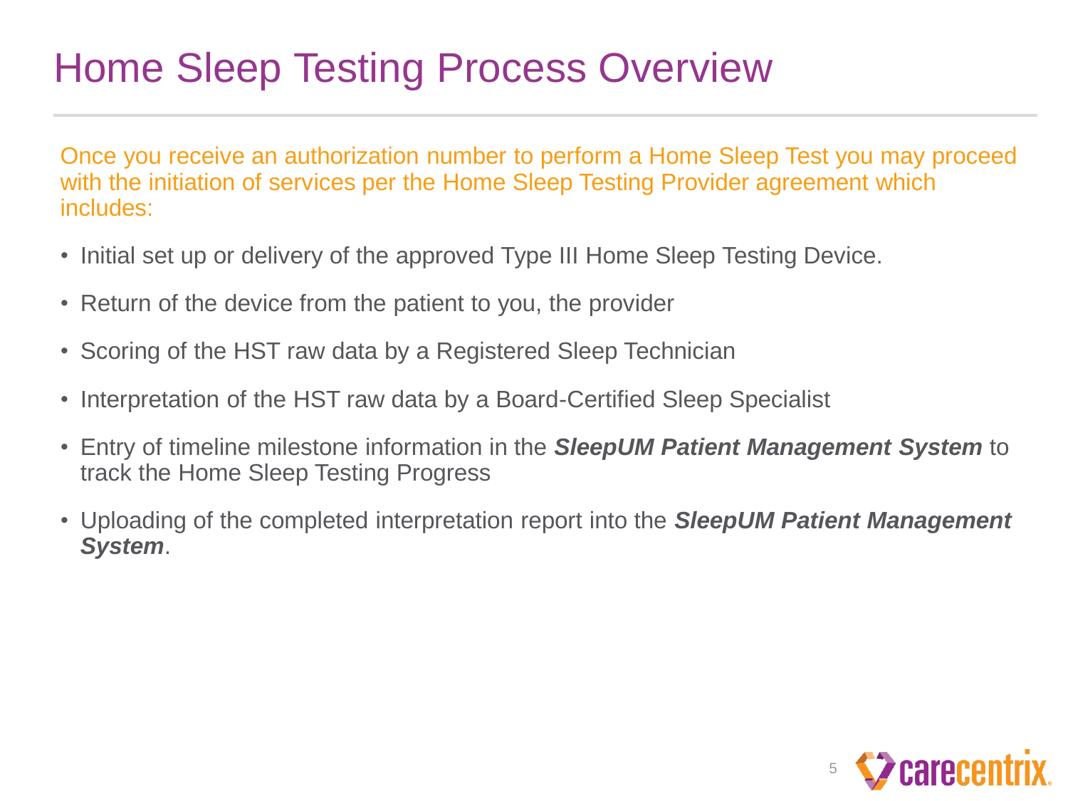# Home Sleep Testing Process Overview

Once you receive an authorization number to perform a Home Sleep Test you may proceed with the initiation of services per the Home Sleep Testing Provider agreement which includes:

- Initial set up or delivery of the approved Type III Home Sleep Testing Device.
- Return of the device from the patient to you, the provider
- Scoring of the HST raw data by a Registered Sleep Technician
- Interpretation of the HST raw data by a Board-Certified Sleep Specialist
- Entry of timeline milestone information in the ***SleepUM Patient Management System*** to track the Home Sleep Testing Progress
- Uploading of the completed interpretation report into the ***SleepUM Patient Management System***.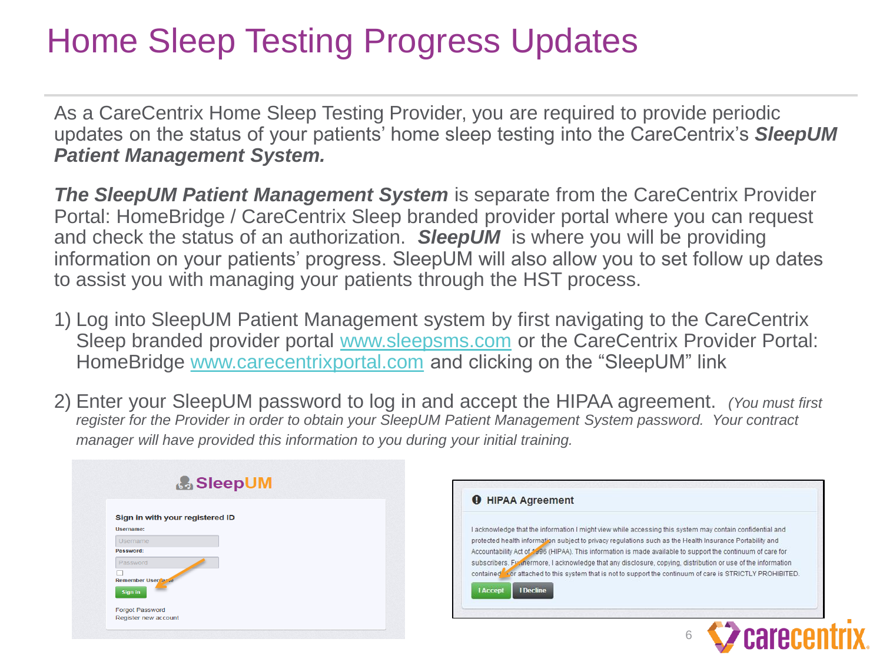# Home Sleep Testing Progress Updates

As a CareCentrix Home Sleep Testing Provider, you are required to provide periodic updates on the status of your patients' home sleep testing into the CareCentrix's ***SleepUM Patient Management System.***

***The SleepUM Patient Management System*** is separate from the CareCentrix Provider Portal: HomeBridge / CareCentrix Sleep branded provider portal where you can request and check the status of an authorization. ***SleepUM*** is where you will be providing information on your patients' progress. SleepUM will also allow you to set follow up dates to assist you with managing your patients through the HST process.

1) Log into SleepUM Patient Management system by first navigating to the CareCentrix Sleep branded provider portal www.sleepsms.com or the CareCentrix Provider Portal: HomeBridge www.carecentrixportal.com and clicking on the "SleepUM" link

2) Enter your SleepUM password to log in and accept the HIPAA agreement. *(You must first register for the Provider in order to obtain your SleepUM Patient Management System password. Your contract manager will have provided this information to you during your initial training.*

**SleepUM**

**Sign in with your registered ID**

Username:

Password:

Remember Username

Sign in

Forgot Password

Register new account

**HIPAA Agreement**

I acknowledge that the information I might view while accessing this system may contain confidential and protected health information subject to privacy regulations such as the Health Insurance Portability and Accountability Act of 1996 (HIPAA). This information is made available to support the continuum of care for subscribers. Furthermore, I acknowledge that any disclosure, copying, distribution or use of the information contained in or attached to this system that is not to support the continuum of care is STRICTLY PROHIBITED.

I Accept | I Decline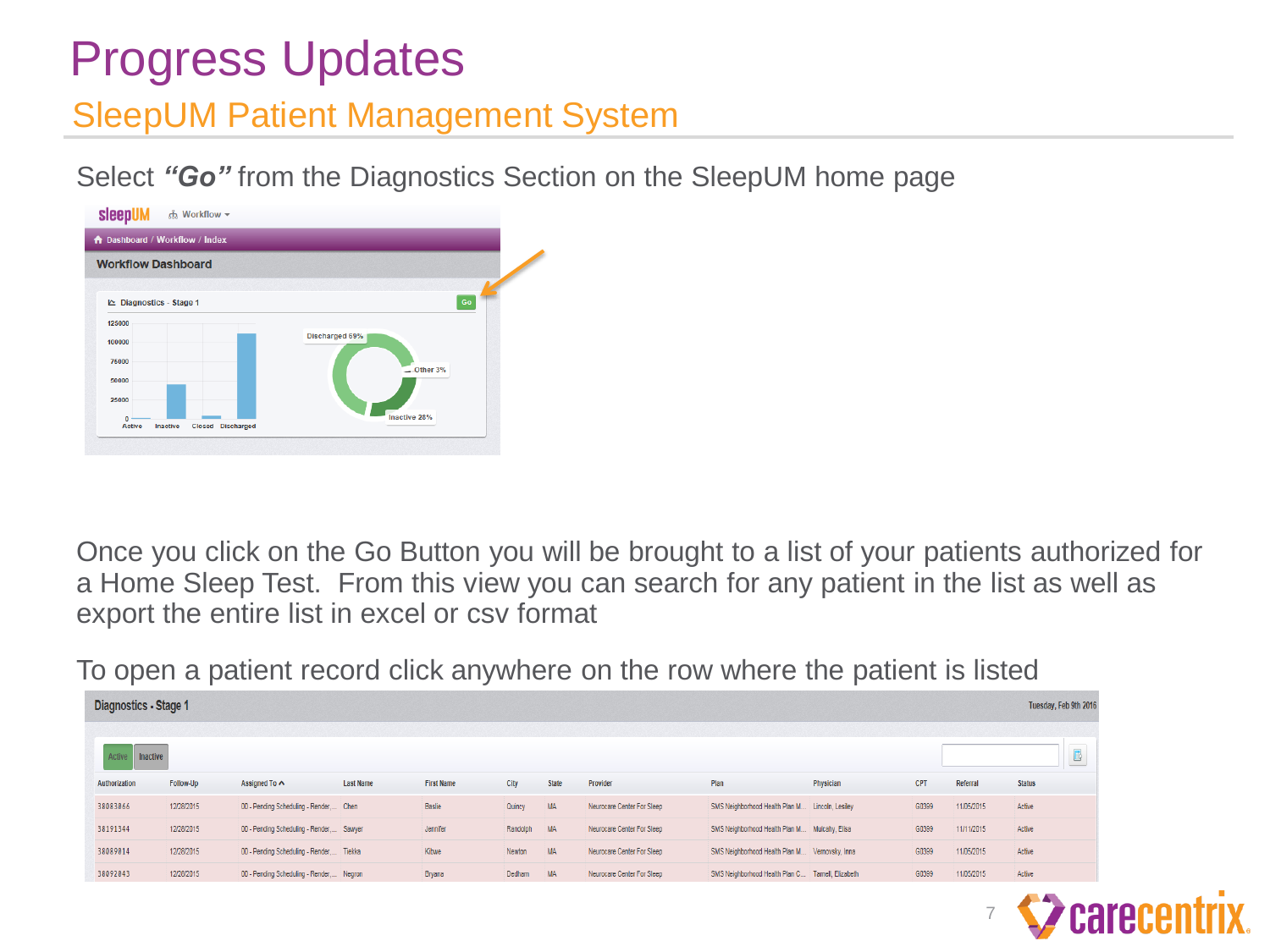# Progress Updates

## SleepUM Patient Management System

Select ***"Go"*** from the Diagnostics Section on the SleepUM home page

Once you click on the Go Button you will be brought to a list of your patients authorized for a Home Sleep Test. From this view you can search for any patient in the list as well as export the entire list in excel or csv format

To open a patient record click anywhere on the row where the patient is listed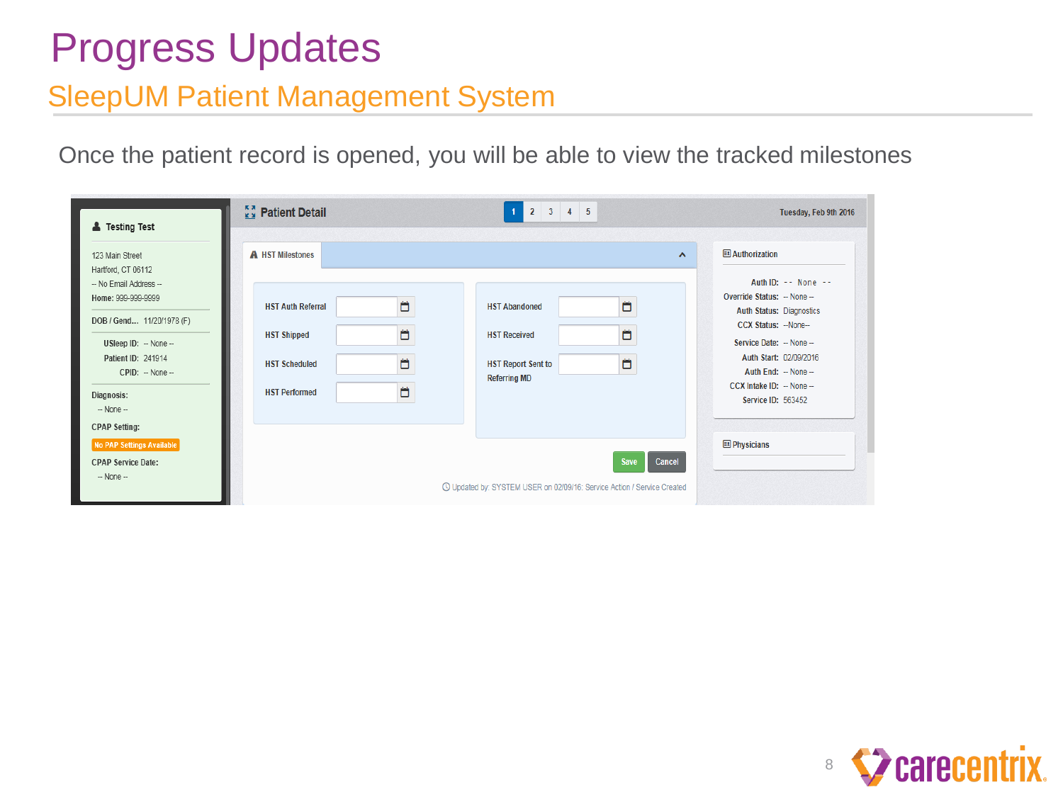# Progress Updates

## SleepUM Patient Management System

Once the patient record is opened, you will be able to view the tracked milestones

**Testing Test**

123 Main Street
Hartford, CT 06112
-- No Email Address --
**Home:** 999-999-9999

**DOB / Gend...** 11/20/1978 (F)

**USleep ID:** -- None --
**Patient ID:** 241914
**CPID:** -- None --

**Diagnosis:**
-- None --

**CPAP Setting:**
No PAP Settings Available

**CPAP Service Date:**
-- None --

**Patient Detail** — 1 2 3 4 5 — Tuesday, Feb 9th 2016

**HST Milestones**

- HST Auth Referral
- HST Shipped
- HST Scheduled
- HST Performed
- HST Abandoned
- HST Received
- HST Report Sent to Referring MD

Save | Cancel

Updated by: SYSTEM USER on 02/09/16: Service Action / Service Created

**Authorization**

| | |
|---|---|
| Auth ID: | -- None -- |
| Override Status: | -- None -- |
| Auth Status: | Diagnostics |
| CCX Status: | --None-- |
| Service Date: | -- None -- |
| Auth Start: | 02/09/2016 |
| Auth End: | -- None -- |
| CCX Intake ID: | -- None -- |
| Service ID: | 563452 |

**Physicians**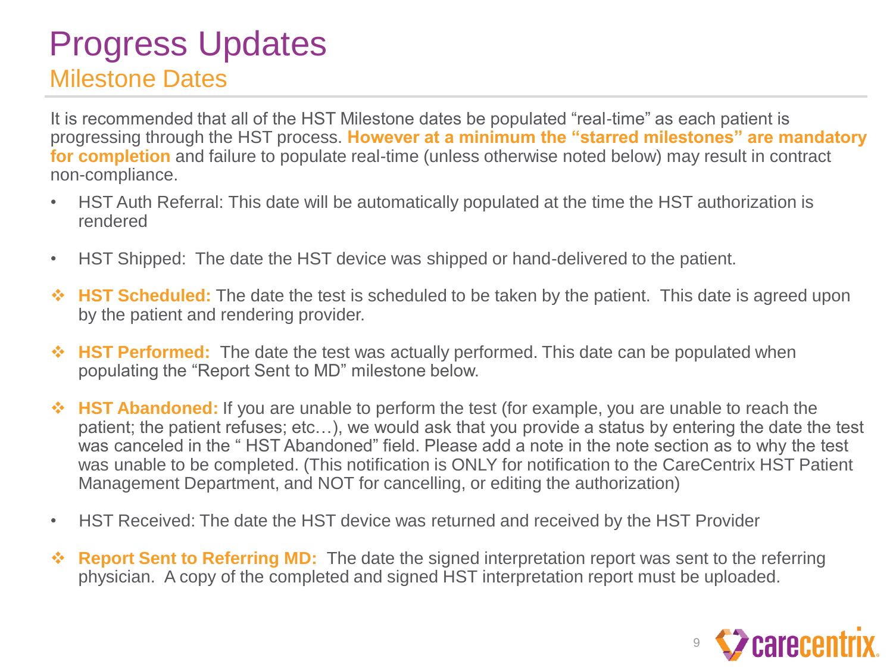# Progress Updates

## Milestone Dates

It is recommended that all of the HST Milestone dates be populated "real-time" as each patient is progressing through the HST process. **However at a minimum the "starred milestones" are mandatory for completion** and failure to populate real-time (unless otherwise noted below) may result in contract non-compliance.

- HST Auth Referral: This date will be automatically populated at the time the HST authorization is rendered
- HST Shipped: The date the HST device was shipped or hand-delivered to the patient.
- ❖ **HST Scheduled:** The date the test is scheduled to be taken by the patient. This date is agreed upon by the patient and rendering provider.
- ❖ **HST Performed:** The date the test was actually performed. This date can be populated when populating the "Report Sent to MD" milestone below.
- ❖ **HST Abandoned:** If you are unable to perform the test (for example, you are unable to reach the patient; the patient refuses; etc…), we would ask that you provide a status by entering the date the test was canceled in the " HST Abandoned" field. Please add a note in the note section as to why the test was unable to be completed. (This notification is ONLY for notification to the CareCentrix HST Patient Management Department, and NOT for cancelling, or editing the authorization)
- HST Received: The date the HST device was returned and received by the HST Provider
- ❖ **Report Sent to Referring MD:** The date the signed interpretation report was sent to the referring physician. A copy of the completed and signed HST interpretation report must be uploaded.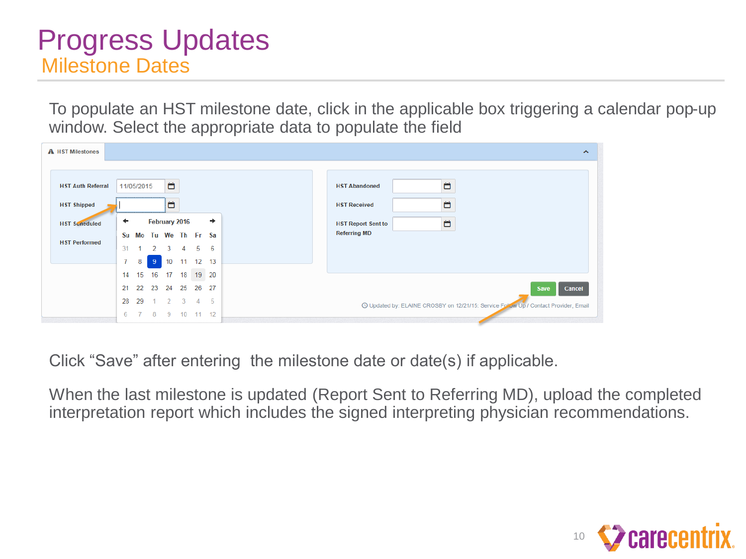# Progress Updates

## Milestone Dates

To populate an HST milestone date, click in the applicable box triggering a calendar pop-up window. Select the appropriate data to populate the field

HST Milestones

HST Auth Referral 11/05/2015

HST Shipped

HST Scheduled

HST Performed

HST Abandoned

HST Received

HST Report Sent to Referring MD

Save Cancel

Updated by: ELAINE CROSBY on 12/21/15: Service Follow Up / Contact Provider, Email

Click "Save" after entering the milestone date or date(s) if applicable.

When the last milestone is updated (Report Sent to Referring MD), upload the completed interpretation report which includes the signed interpreting physician recommendations.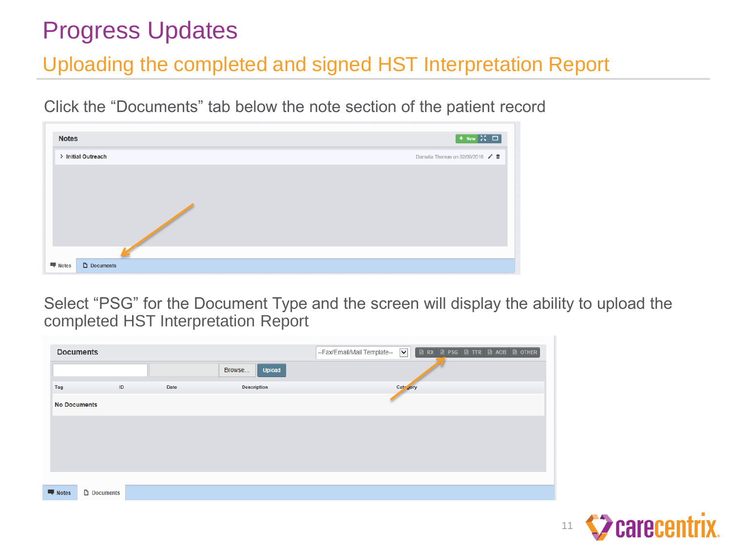# Progress Updates

## Uploading the completed and signed HST Interpretation Report

Click the "Documents" tab below the note section of the patient record

Select "PSG" for the Document Type and the screen will display the ability to upload the completed HST Interpretation Report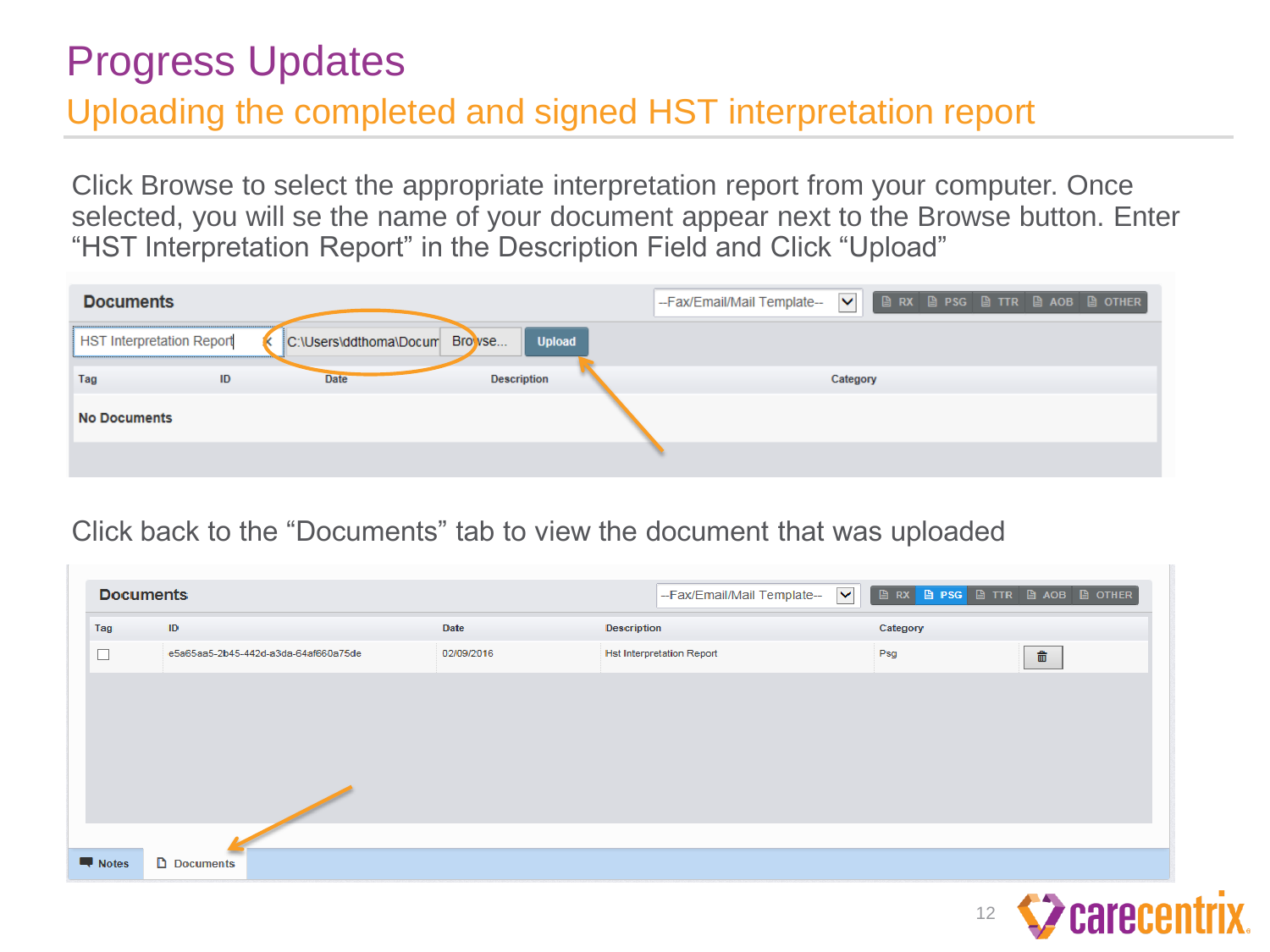# Progress Updates

## Uploading the completed and signed HST interpretation report

Click Browse to select the appropriate interpretation report from your computer. Once selected, you will se the name of your document appear next to the Browse button. Enter "HST Interpretation Report" in the Description Field and Click "Upload"

**Documents** --Fax/Email/Mail Template-- RX PSG TTR AOB OTHER

HST Interpretation Report | C:\Users\ddthoma\Docum | Browse... | Upload

| Tag | ID | Date | Description | Category |
|---|---|---|---|---|
| **No Documents** | | | | |

Click back to the "Documents" tab to view the document that was uploaded

**Documents** --Fax/Email/Mail Template-- RX PSG TTR AOB OTHER

| Tag | ID | Date | Description | Category |
|---|---|---|---|---|
| ☐ | e5a65aa5-2b45-442d-a3da-64af660a75de | 02/09/2016 | Hst Interpretation Report | Psg |

Notes | Documents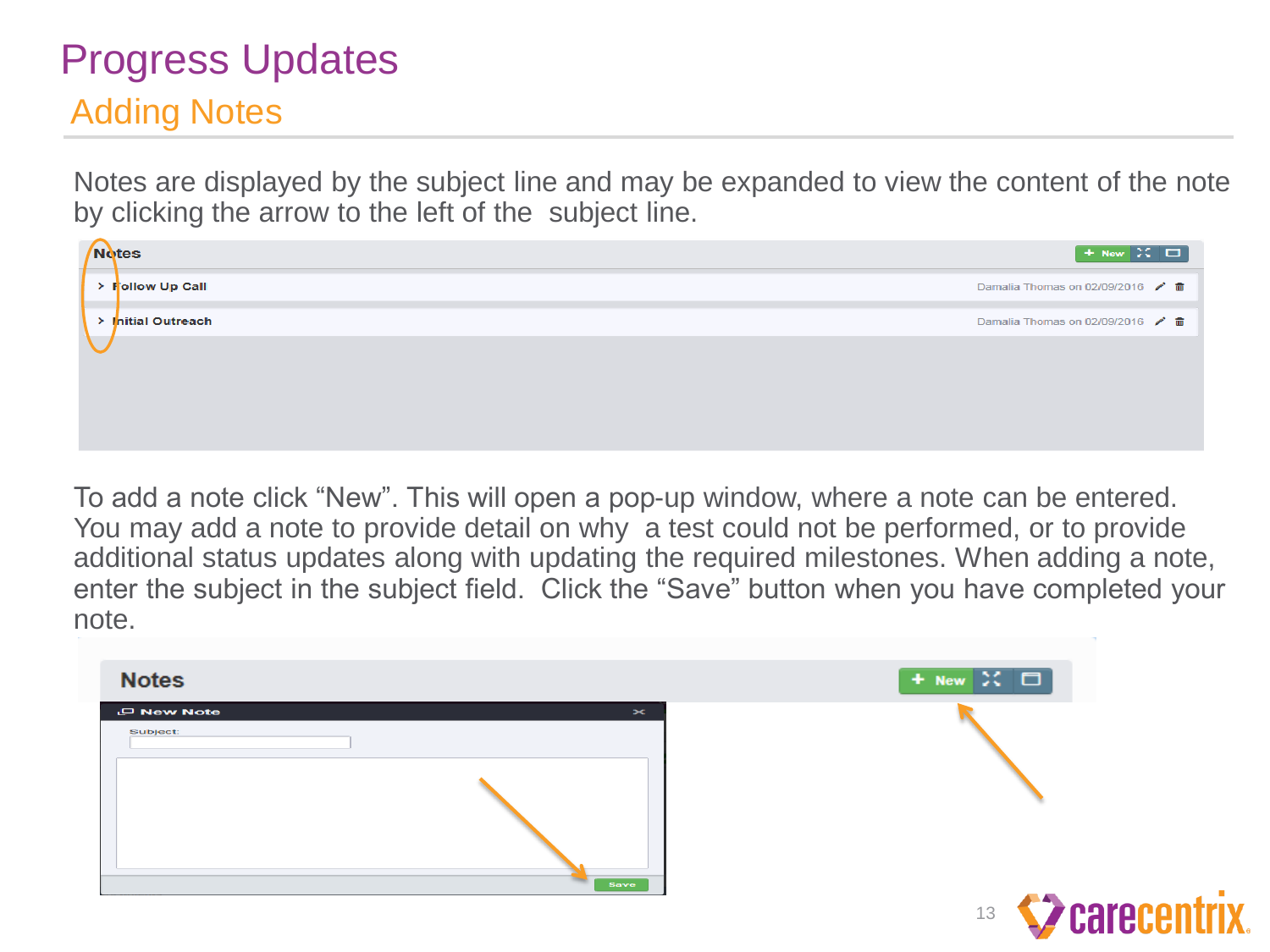# Progress Updates

## Adding Notes

Notes are displayed by the subject line and may be expanded to view the content of the note by clicking the arrow to the left of the subject line.

To add a note click “New”. This will open a pop-up window, where a note can be entered. You may add a note to provide detail on why a test could not be performed, or to provide additional status updates along with updating the required milestones. When adding a note, enter the subject in the subject field. Click the “Save” button when you have completed your note.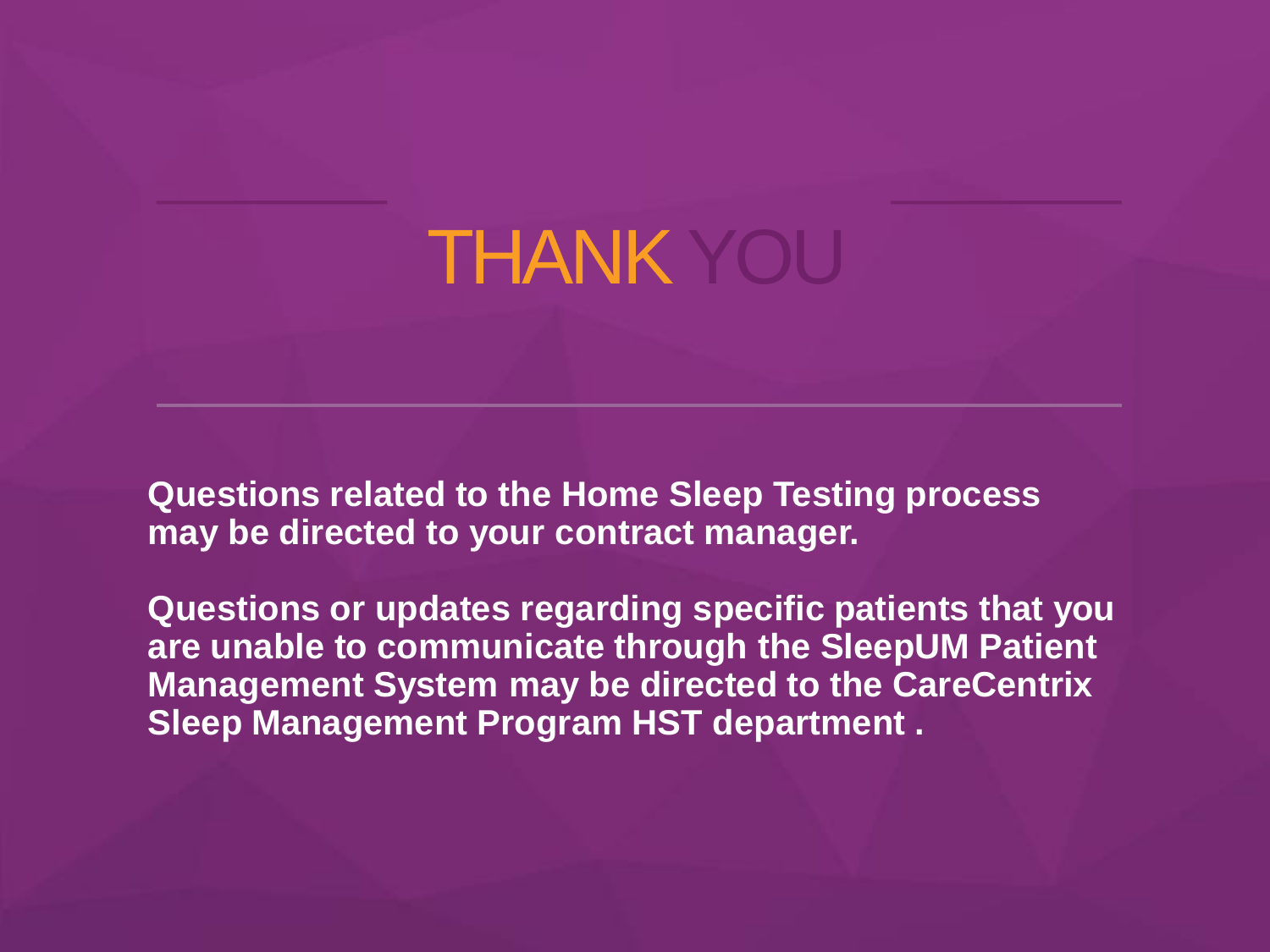# THANK YOU

**Questions related to the Home Sleep Testing process may be directed to your contract manager.**

**Questions or updates regarding specific patients that you are unable to communicate through the SleepUM Patient Management System may be directed to the CareCentrix Sleep Management Program HST department .**